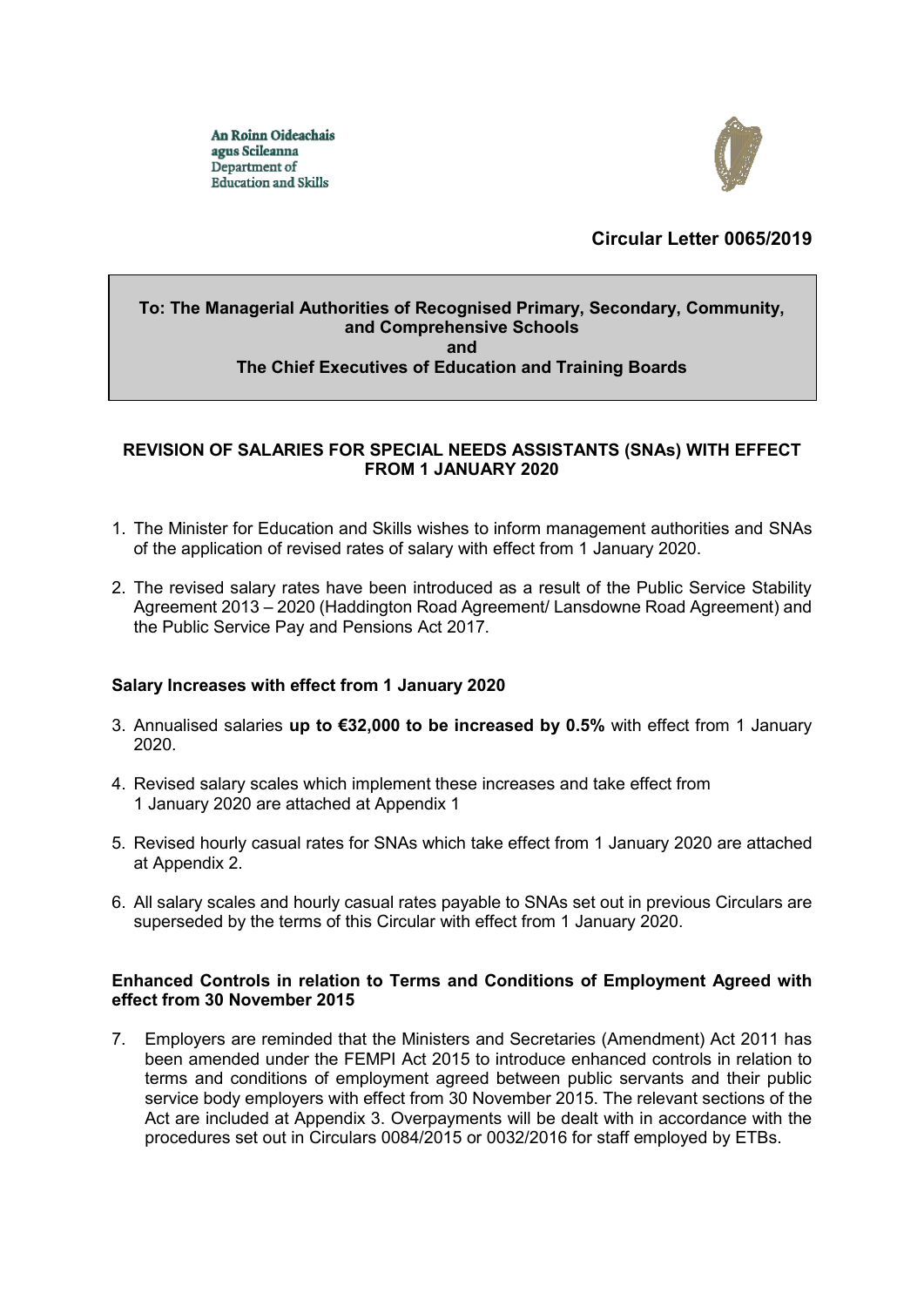An Roinn Oideachais agus Scileanna
Department of Education and Skills

**Circular Letter 0065/2019**

**To: The Managerial Authorities of Recognised Primary, Secondary, Community, and Comprehensive Schools**
**and**
**The Chief Executives of Education and Training Boards**

## REVISION OF SALARIES FOR SPECIAL NEEDS ASSISTANTS (SNAs) WITH EFFECT FROM 1 JANUARY 2020

1. The Minister for Education and Skills wishes to inform management authorities and SNAs of the application of revised rates of salary with effect from 1 January 2020.

2. The revised salary rates have been introduced as a result of the Public Service Stability Agreement 2013 – 2020 (Haddington Road Agreement/ Lansdowne Road Agreement) and the Public Service Pay and Pensions Act 2017.

### Salary Increases with effect from 1 January 2020

3. Annualised salaries **up to €32,000 to be increased by 0.5%** with effect from 1 January 2020.

4. Revised salary scales which implement these increases and take effect from 1 January 2020 are attached at Appendix 1

5. Revised hourly casual rates for SNAs which take effect from 1 January 2020 are attached at Appendix 2.

6. All salary scales and hourly casual rates payable to SNAs set out in previous Circulars are superseded by the terms of this Circular with effect from 1 January 2020.

### Enhanced Controls in relation to Terms and Conditions of Employment Agreed with effect from 30 November 2015

7. Employers are reminded that the Ministers and Secretaries (Amendment) Act 2011 has been amended under the FEMPI Act 2015 to introduce enhanced controls in relation to terms and conditions of employment agreed between public servants and their public service body employers with effect from 30 November 2015. The relevant sections of the Act are included at Appendix 3. Overpayments will be dealt with in accordance with the procedures set out in Circulars 0084/2015 or 0032/2016 for staff employed by ETBs.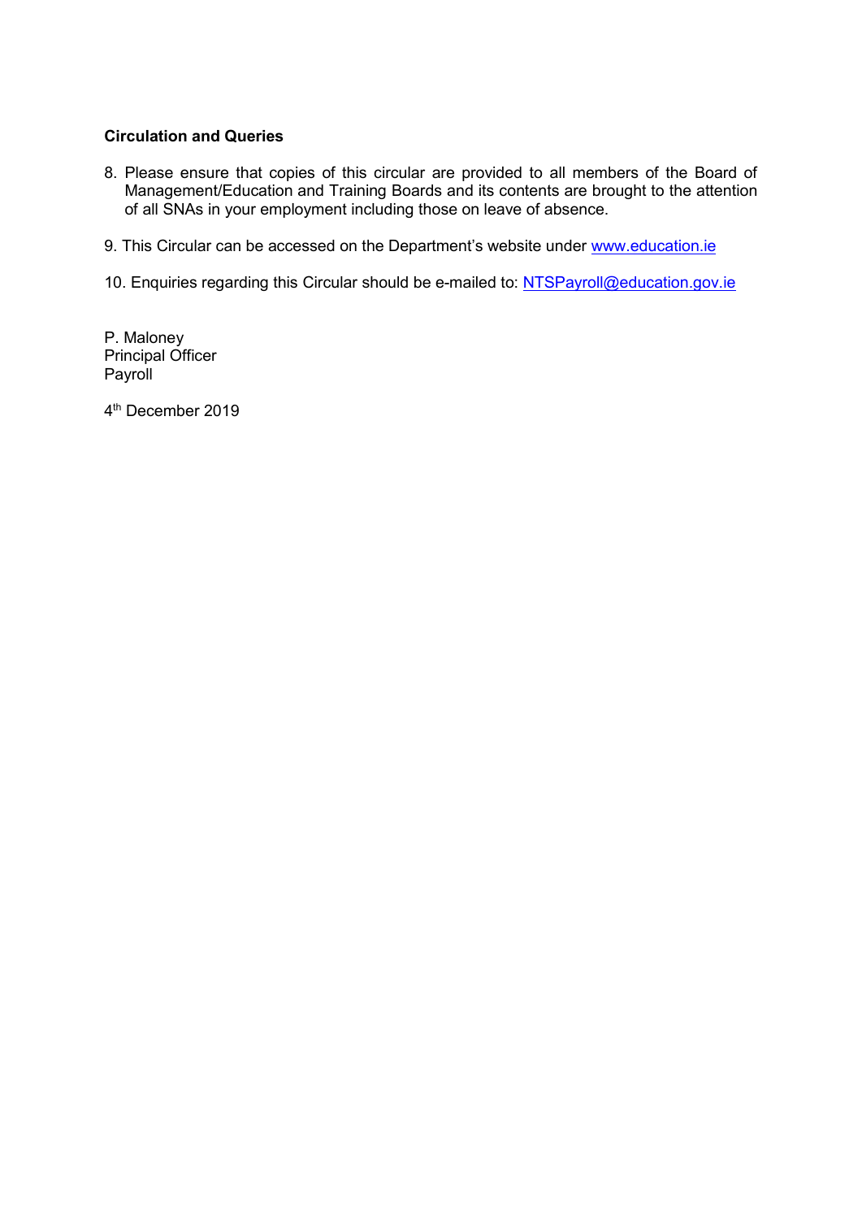**Circulation and Queries**

8. Please ensure that copies of this circular are provided to all members of the Board of Management/Education and Training Boards and its contents are brought to the attention of all SNAs in your employment including those on leave of absence.

9. This Circular can be accessed on the Department's website under www.education.ie

10. Enquiries regarding this Circular should be e-mailed to: NTSPayroll@education.gov.ie

P. Maloney
Principal Officer
Payroll

4th December 2019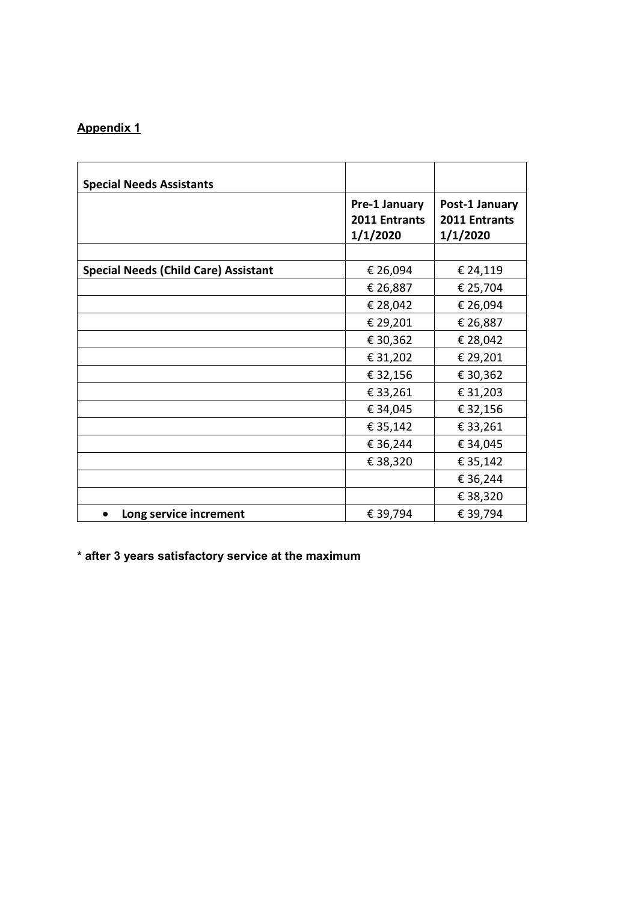## Appendix 1

| Special Needs Assistants | | |
|---|---|---|
| | **Pre-1 January 2011 Entrants 1/1/2020** | **Post-1 January 2011 Entrants 1/1/2020** |
| | | |
| **Special Needs (Child Care) Assistant** | € 26,094 | € 24,119 |
| | € 26,887 | € 25,704 |
| | € 28,042 | € 26,094 |
| | € 29,201 | € 26,887 |
| | € 30,362 | € 28,042 |
| | € 31,202 | € 29,201 |
| | € 32,156 | € 30,362 |
| | € 33,261 | € 31,203 |
| | € 34,045 | € 32,156 |
| | € 35,142 | € 33,261 |
| | € 36,244 | € 34,045 |
| | € 38,320 | € 35,142 |
| | | € 36,244 |
| | | € 38,320 |
| • **Long service increment** | € 39,794 | € 39,794 |

**\* after 3 years satisfactory service at the maximum**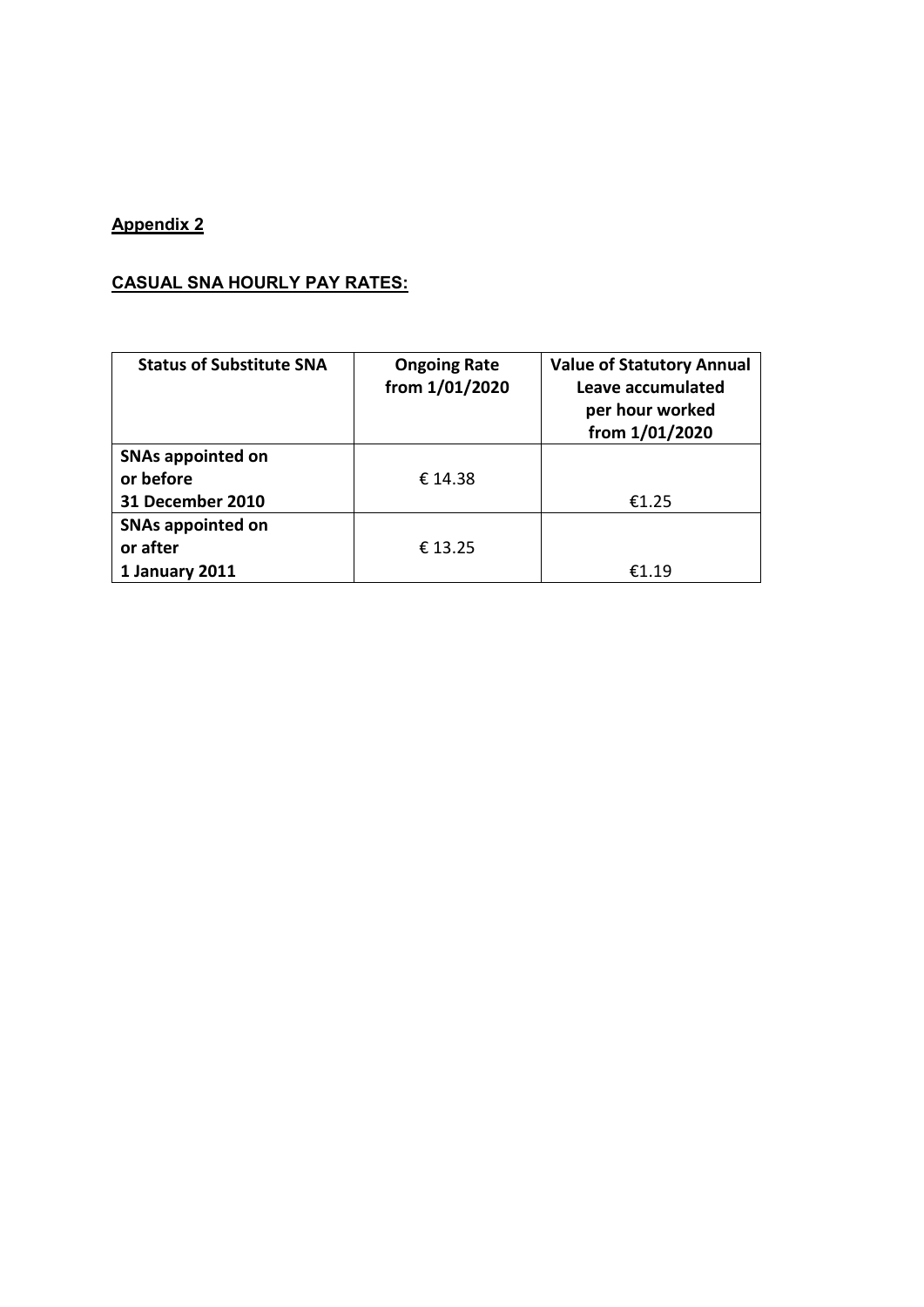**Appendix 2**

**CASUAL SNA HOURLY PAY RATES:**

| Status of Substitute SNA | Ongoing Rate from 1/01/2020 | Value of Statutory Annual Leave accumulated per hour worked from 1/01/2020 |
|---|---|---|
| **SNAs appointed on or before 31 December 2010** | € 14.38 | €1.25 |
| **SNAs appointed on or after 1 January 2011** | € 13.25 | €1.19 |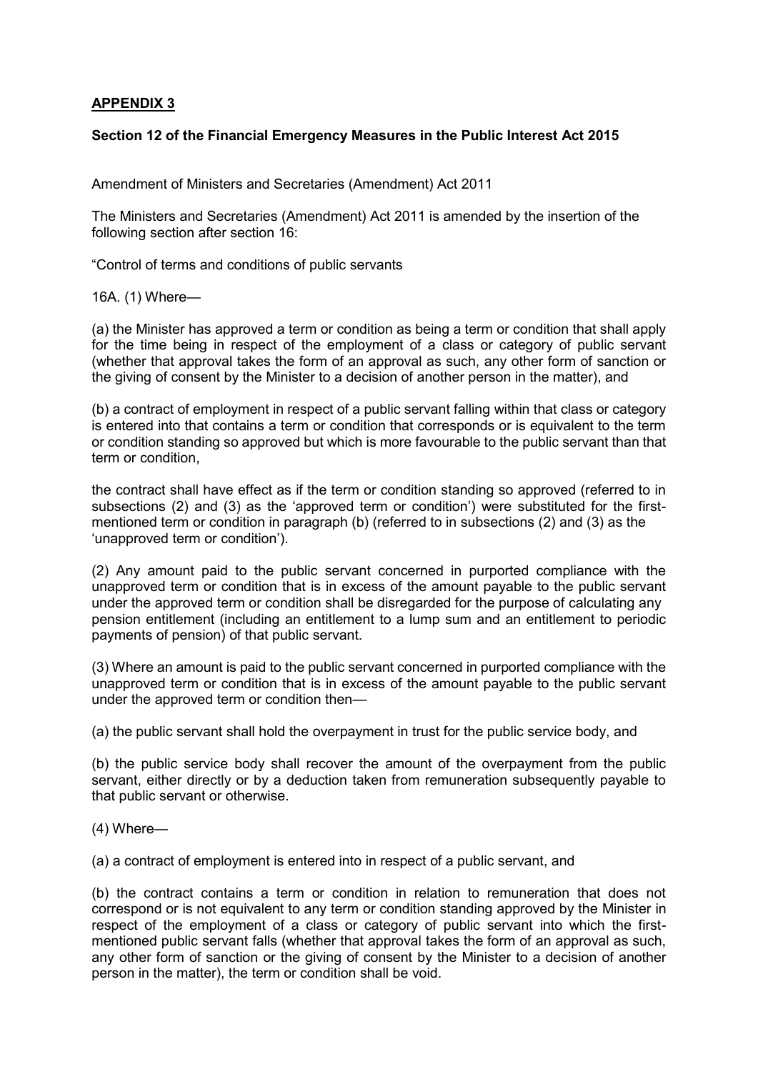## APPENDIX 3

**Section 12 of the Financial Emergency Measures in the Public Interest Act 2015**

Amendment of Ministers and Secretaries (Amendment) Act 2011

The Ministers and Secretaries (Amendment) Act 2011 is amended by the insertion of the following section after section 16:

"Control of terms and conditions of public servants

16A. (1) Where—

(a) the Minister has approved a term or condition as being a term or condition that shall apply for the time being in respect of the employment of a class or category of public servant (whether that approval takes the form of an approval as such, any other form of sanction or the giving of consent by the Minister to a decision of another person in the matter), and

(b) a contract of employment in respect of a public servant falling within that class or category is entered into that contains a term or condition that corresponds or is equivalent to the term or condition standing so approved but which is more favourable to the public servant than that term or condition,

the contract shall have effect as if the term or condition standing so approved (referred to in subsections (2) and (3) as the 'approved term or condition') were substituted for the first-mentioned term or condition in paragraph (b) (referred to in subsections (2) and (3) as the 'unapproved term or condition').

(2) Any amount paid to the public servant concerned in purported compliance with the unapproved term or condition that is in excess of the amount payable to the public servant under the approved term or condition shall be disregarded for the purpose of calculating any pension entitlement (including an entitlement to a lump sum and an entitlement to periodic payments of pension) of that public servant.

(3) Where an amount is paid to the public servant concerned in purported compliance with the unapproved term or condition that is in excess of the amount payable to the public servant under the approved term or condition then—

(a) the public servant shall hold the overpayment in trust for the public service body, and

(b) the public service body shall recover the amount of the overpayment from the public servant, either directly or by a deduction taken from remuneration subsequently payable to that public servant or otherwise.

(4) Where—

(a) a contract of employment is entered into in respect of a public servant, and

(b) the contract contains a term or condition in relation to remuneration that does not correspond or is not equivalent to any term or condition standing approved by the Minister in respect of the employment of a class or category of public servant into which the first-mentioned public servant falls (whether that approval takes the form of an approval as such, any other form of sanction or the giving of consent by the Minister to a decision of another person in the matter), the term or condition shall be void.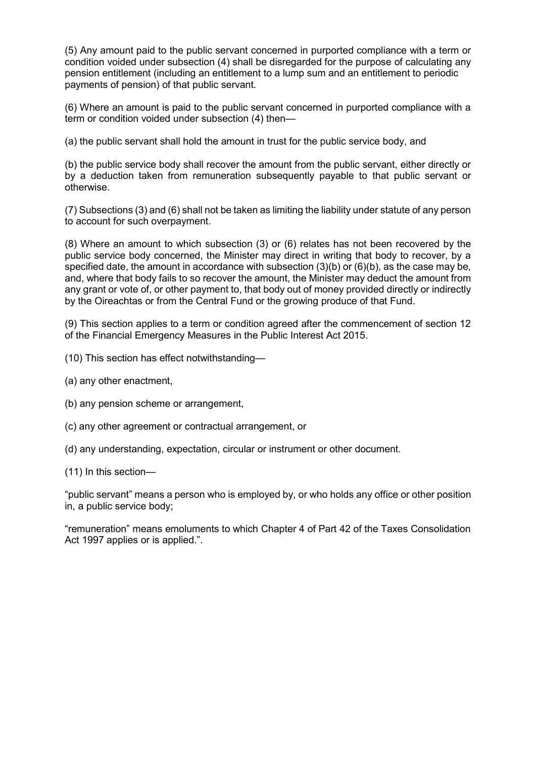(5) Any amount paid to the public servant concerned in purported compliance with a term or condition voided under subsection (4) shall be disregarded for the purpose of calculating any pension entitlement (including an entitlement to a lump sum and an entitlement to periodic payments of pension) of that public servant.

(6) Where an amount is paid to the public servant concerned in purported compliance with a term or condition voided under subsection (4) then—

(a) the public servant shall hold the amount in trust for the public service body, and

(b) the public service body shall recover the amount from the public servant, either directly or by a deduction taken from remuneration subsequently payable to that public servant or otherwise.

(7) Subsections (3) and (6) shall not be taken as limiting the liability under statute of any person to account for such overpayment.

(8) Where an amount to which subsection (3) or (6) relates has not been recovered by the public service body concerned, the Minister may direct in writing that body to recover, by a specified date, the amount in accordance with subsection (3)(b) or (6)(b), as the case may be, and, where that body fails to so recover the amount, the Minister may deduct the amount from any grant or vote of, or other payment to, that body out of money provided directly or indirectly by the Oireachtas or from the Central Fund or the growing produce of that Fund.

(9) This section applies to a term or condition agreed after the commencement of section 12 of the Financial Emergency Measures in the Public Interest Act 2015.

(10) This section has effect notwithstanding—

(a) any other enactment,

(b) any pension scheme or arrangement,

(c) any other agreement or contractual arrangement, or

(d) any understanding, expectation, circular or instrument or other document.

(11) In this section—

"public servant" means a person who is employed by, or who holds any office or other position in, a public service body;

"remuneration" means emoluments to which Chapter 4 of Part 42 of the Taxes Consolidation Act 1997 applies or is applied.".